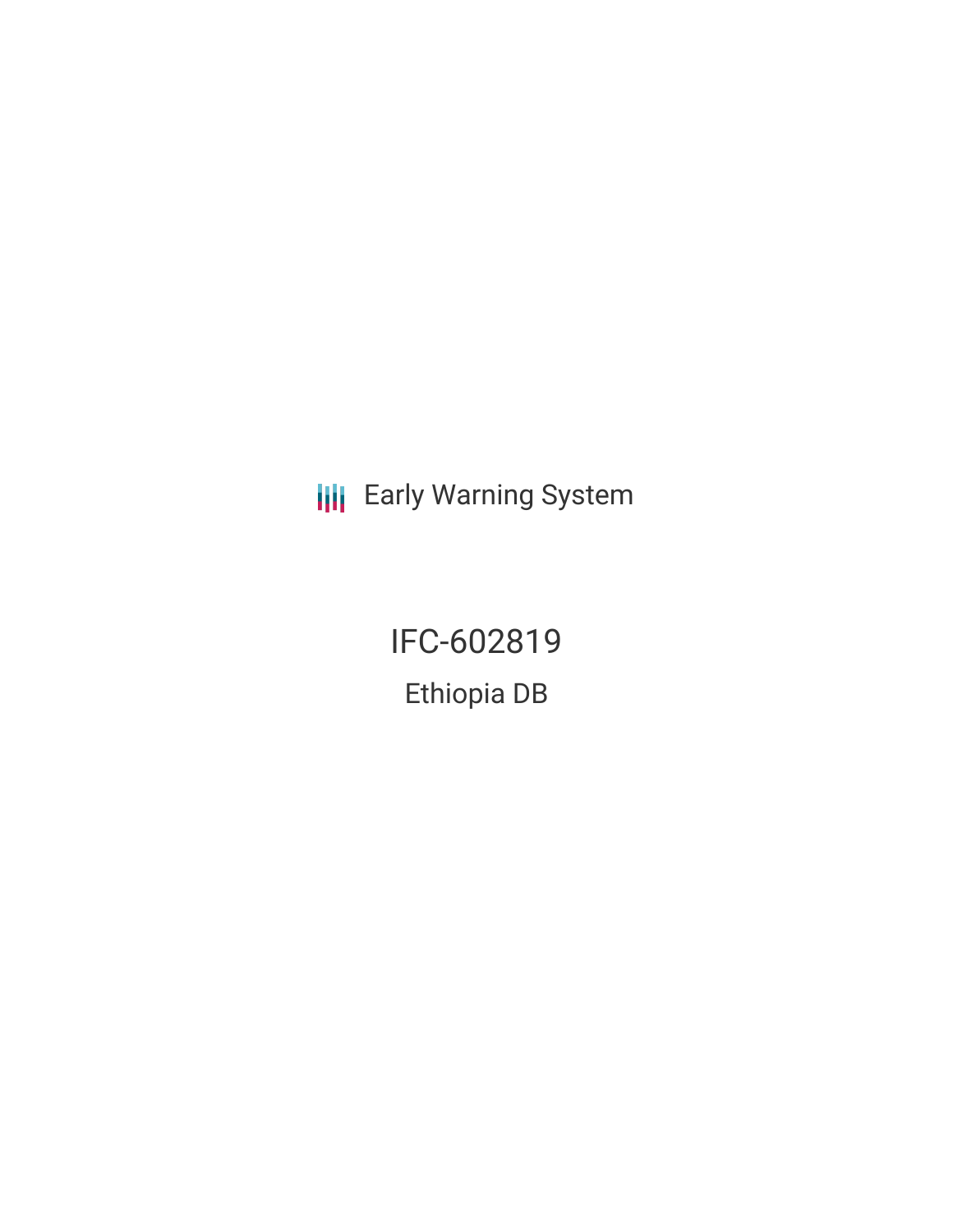Early Warning System

# IFC-602819

## Ethiopia DB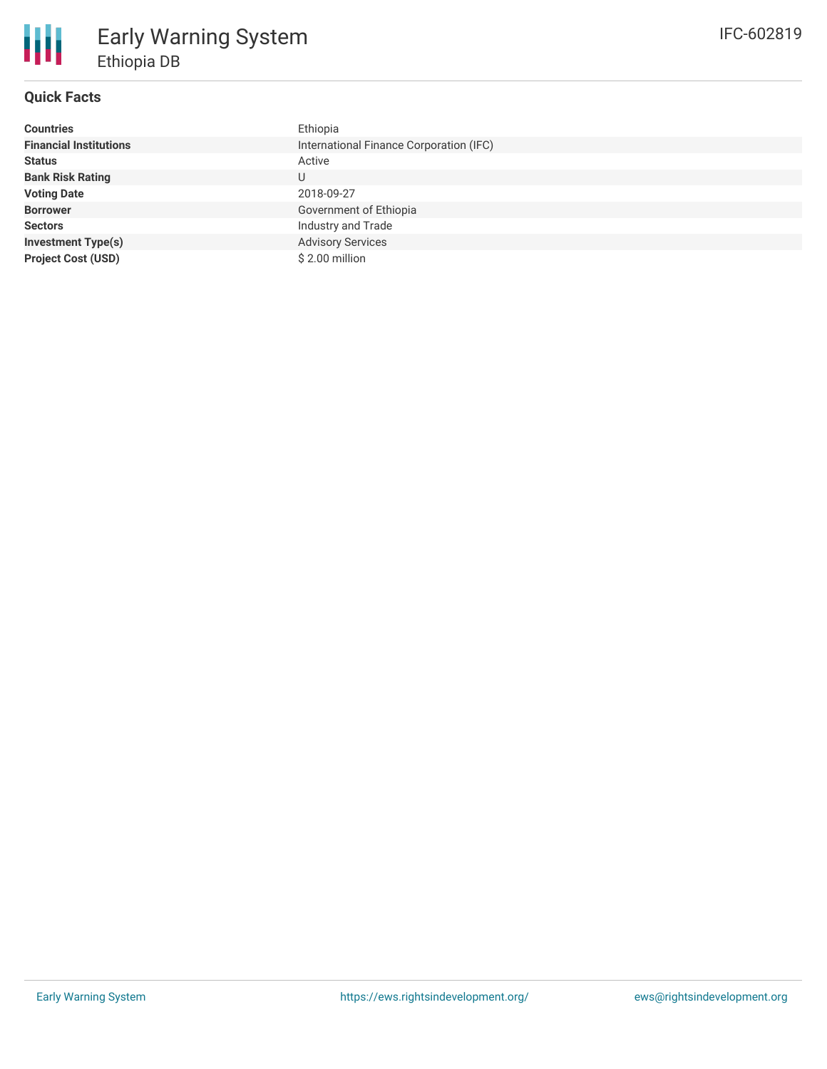# Early Warning System

## Ethiopia DB

IFC-602819

### Quick Facts

| | |
|---|---|
| **Countries** | Ethiopia |
| **Financial Institutions** | International Finance Corporation (IFC) |
| **Status** | Active |
| **Bank Risk Rating** | U |
| **Voting Date** | 2018-09-27 |
| **Borrower** | Government of Ethiopia |
| **Sectors** | Industry and Trade |
| **Investment Type(s)** | Advisory Services |
| **Project Cost (USD)** | $ 2.00 million |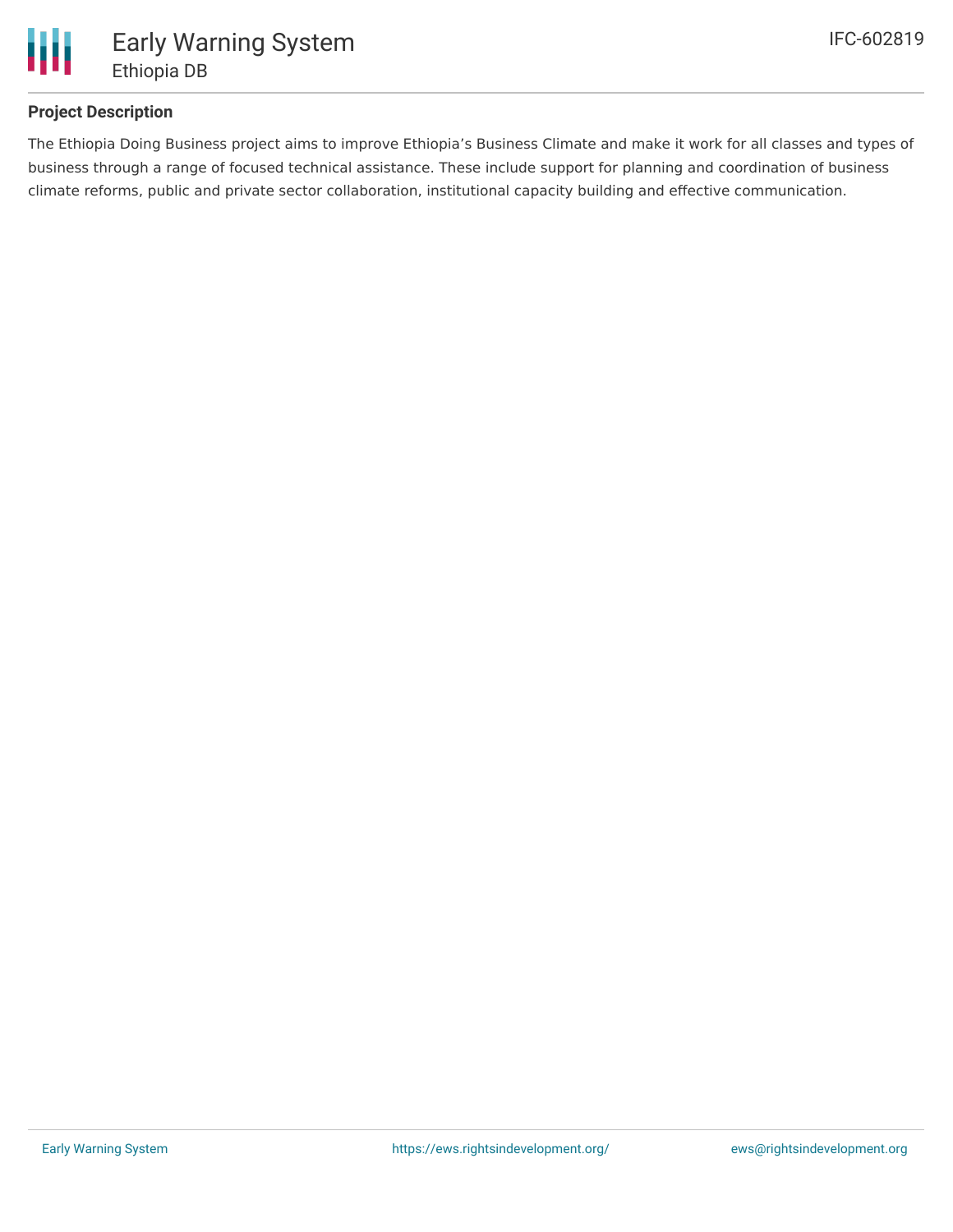# Early Warning System

## Ethiopia DB

IFC-602819

### Project Description

The Ethiopia Doing Business project aims to improve Ethiopia's Business Climate and make it work for all classes and types of business through a range of focused technical assistance. These include support for planning and coordination of business climate reforms, public and private sector collaboration, institutional capacity building and effective communication.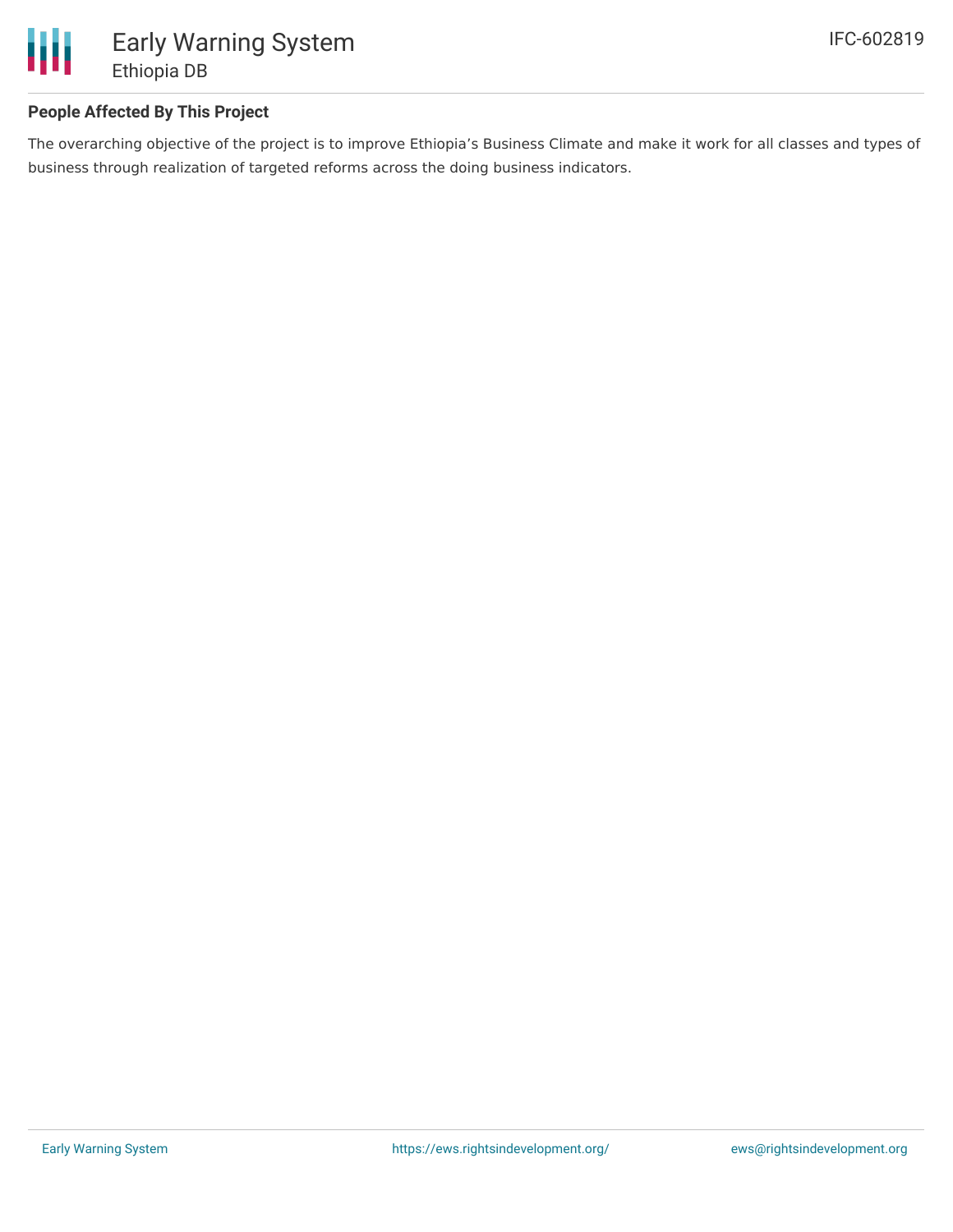## People Affected By This Project

The overarching objective of the project is to improve Ethiopia's Business Climate and make it work for all classes and types of business through realization of targeted reforms across the doing business indicators.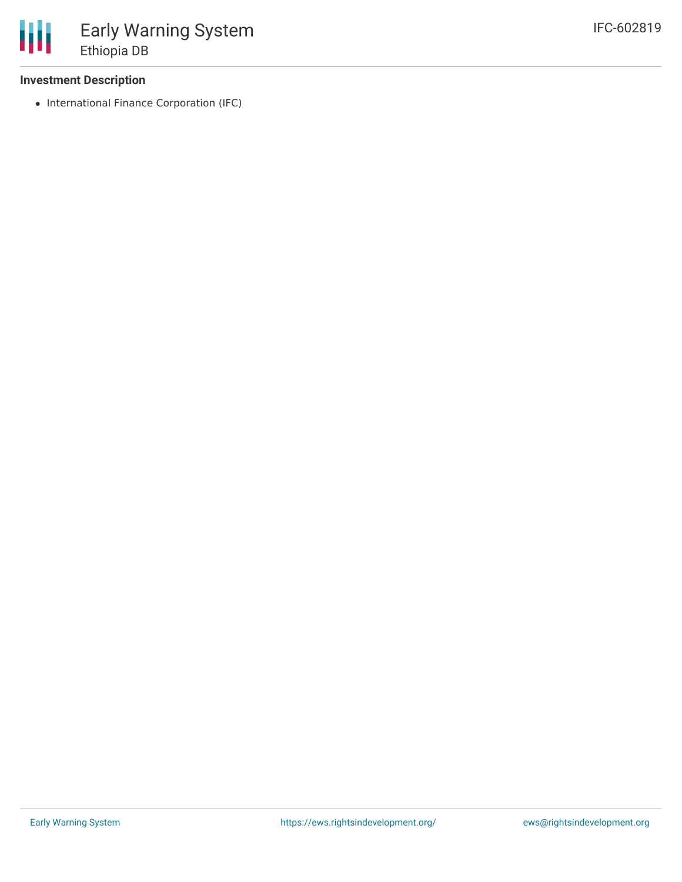**Investment Description**

- International Finance Corporation (IFC)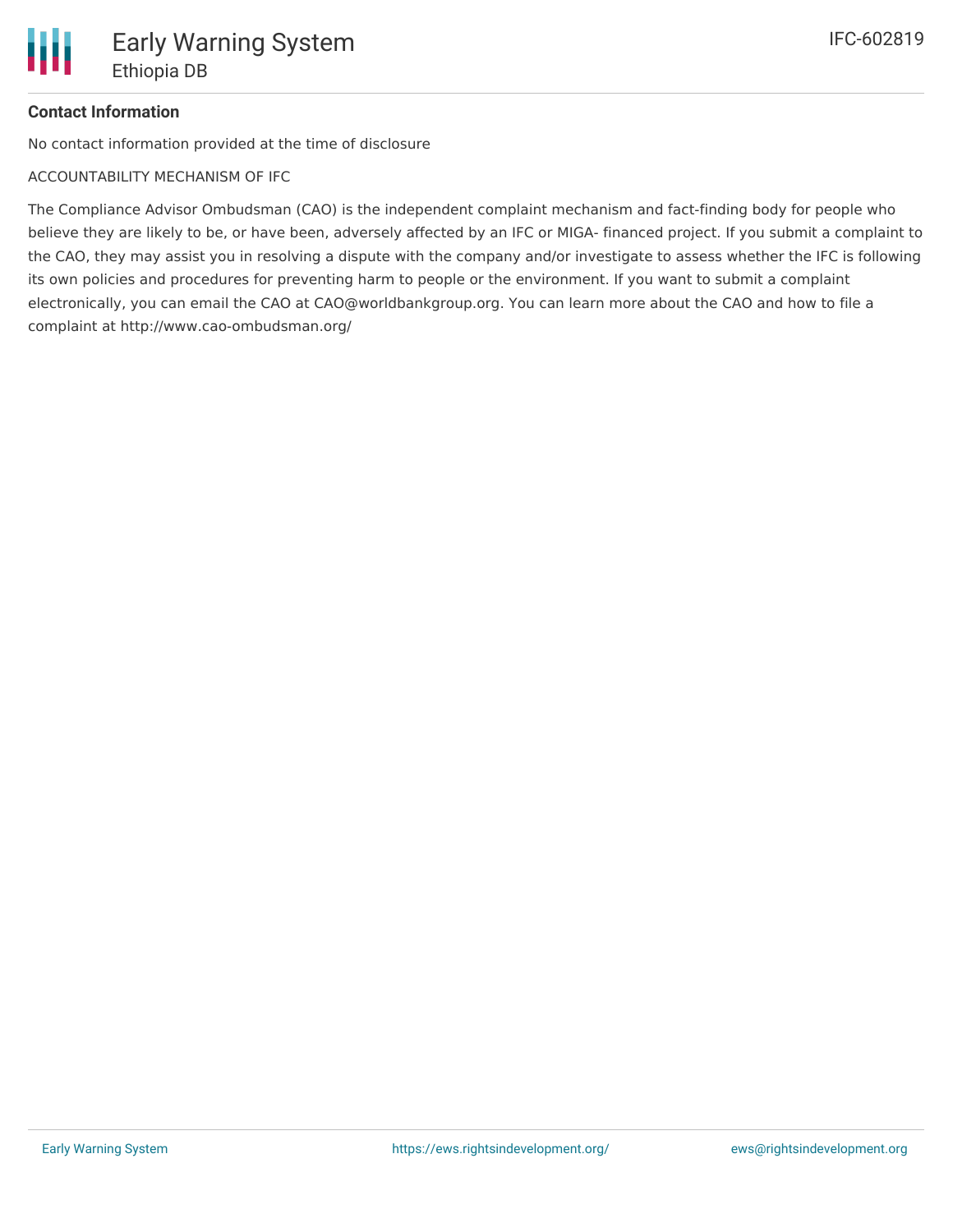**Contact Information**

No contact information provided at the time of disclosure

ACCOUNTABILITY MECHANISM OF IFC

The Compliance Advisor Ombudsman (CAO) is the independent complaint mechanism and fact-finding body for people who believe they are likely to be, or have been, adversely affected by an IFC or MIGA- financed project. If you submit a complaint to the CAO, they may assist you in resolving a dispute with the company and/or investigate to assess whether the IFC is following its own policies and procedures for preventing harm to people or the environment. If you want to submit a complaint electronically, you can email the CAO at CAO@worldbankgroup.org. You can learn more about the CAO and how to file a complaint at http://www.cao-ombudsman.org/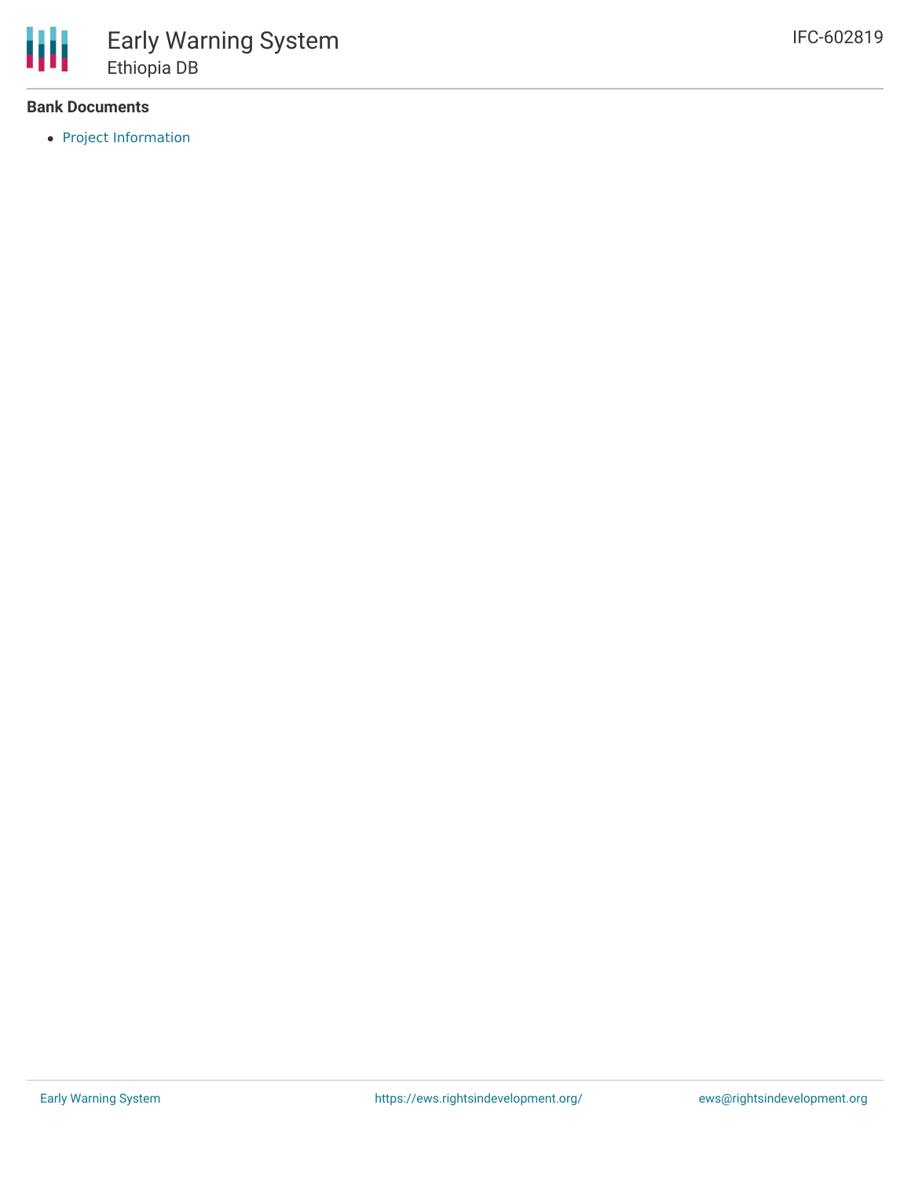**Bank Documents**

- Project Information